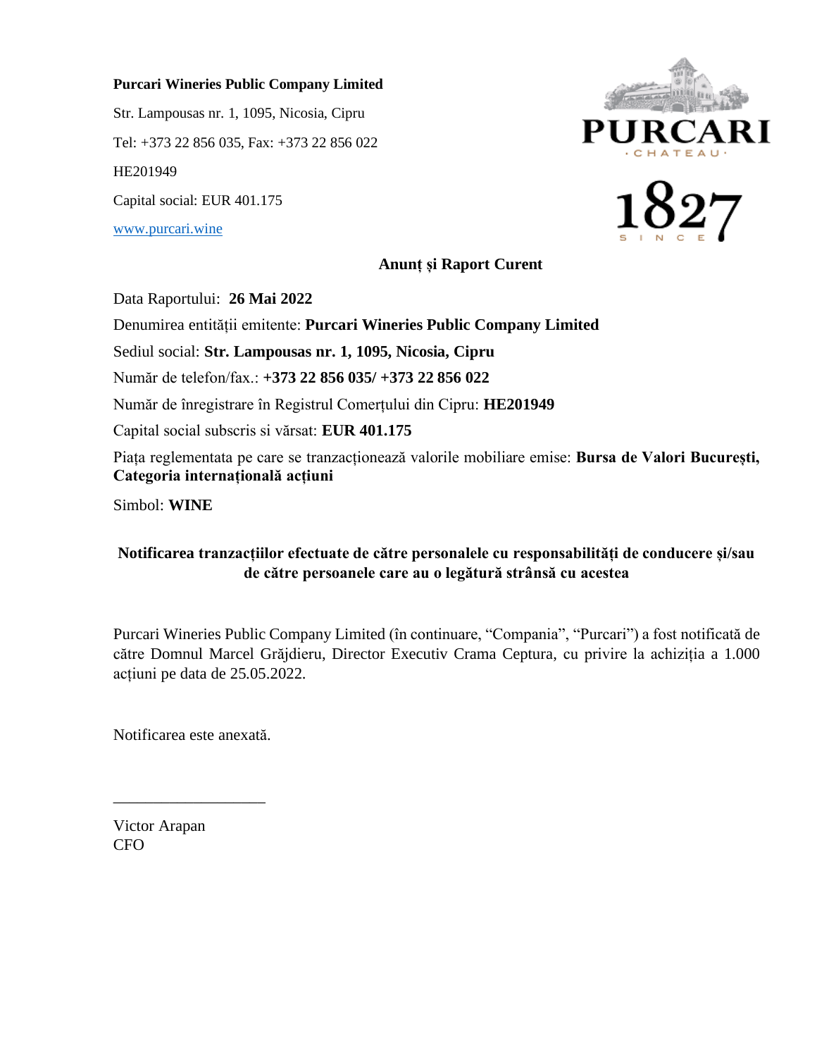**Purcari Wineries Public Company Limited**

Str. Lampousas nr. 1, 1095, Nicosia, Cipru

Tel: +373 22 856 035, Fax: +373 22 856 022

HE201949

Capital social: EUR 401.175

[www.purcari.wine](http://www.purcari.wine)

## Anunț și Raport Curent

Data Raportului: **26 Mai 2022**

Denumirea entității emitente: **Purcari Wineries Public Company Limited**

Sediul social: **Str. Lampousas nr. 1, 1095, Nicosia, Cipru**

Număr de telefon/fax.: **+373 22 856 035/ +373 22 856 022**

Număr de înregistrare în Registrul Comerțului din Cipru: **HE201949**

Capital social subscris si vărsat: **EUR 401.175**

Piața reglementata pe care se tranzacționează valorile mobiliare emise: **Bursa de Valori București, Categoria internațională acțiuni**

Simbol: **WINE**

### Notificarea tranzacțiilor efectuate de către personalele cu responsabilități de conducere și/sau de către persoanele care au o legătură strânsă cu acestea

Purcari Wineries Public Company Limited (în continuare, "Compania", "Purcari") a fost notificată de către Domnul Marcel Grăjdieru, Director Executiv Crama Ceptura, cu privire la achiziția a 1.000 acțiuni pe data de 25.05.2022.

Notificarea este anexată.

\_\_\_\_\_\_\_\_\_\_\_\_\_\_\_\_\_\_\_\_

Victor Arapan
CFO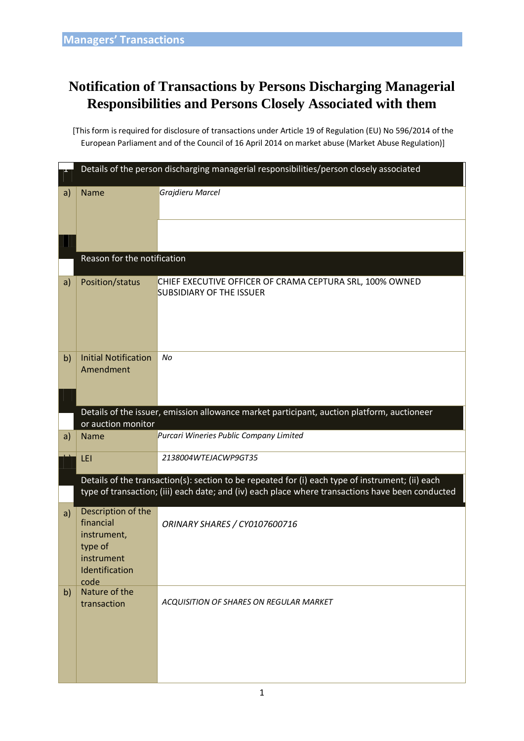Managers' Transactions

# Notification of Transactions by Persons Discharging Managerial Responsibilities and Persons Closely Associated with them

[This form is required for disclosure of transactions under Article 19 of Regulation (EU) No 596/2014 of the European Parliament and of the Council of 16 April 2014 on market abuse (Market Abuse Regulation)]

| 1 | Details of the person discharging managerial responsibilities/person closely associated | |
|---|---|---|
| a) | Name | *Grajdieru Marcel* |
| 2 | Reason for the notification | |
| a) | Position/status | CHIEF EXECUTIVE OFFICER OF CRAMA CEPTURA SRL, 100% OWNED SUBSIDIARY OF THE ISSUER |
| b) | Initial Notification Amendment | *No* |
| 3 | Details of the issuer, emission allowance market participant, auction platform, auctioneer or auction monitor | |
| a) | Name | *Purcari Wineries Public Company Limited* |
| b) | LEI | *2138004WTEJACWP9GT35* |
| 4 | Details of the transaction(s): section to be repeated for (i) each type of instrument; (ii) each type of transaction; (iii) each date; and (iv) each place where transactions have been conducted | |
| a) | Description of the financial instrument, type of instrument Identification code | *ORINARY SHARES / CY0107600716* |
| b) | Nature of the transaction | *ACQUISITION OF SHARES ON REGULAR MARKET* |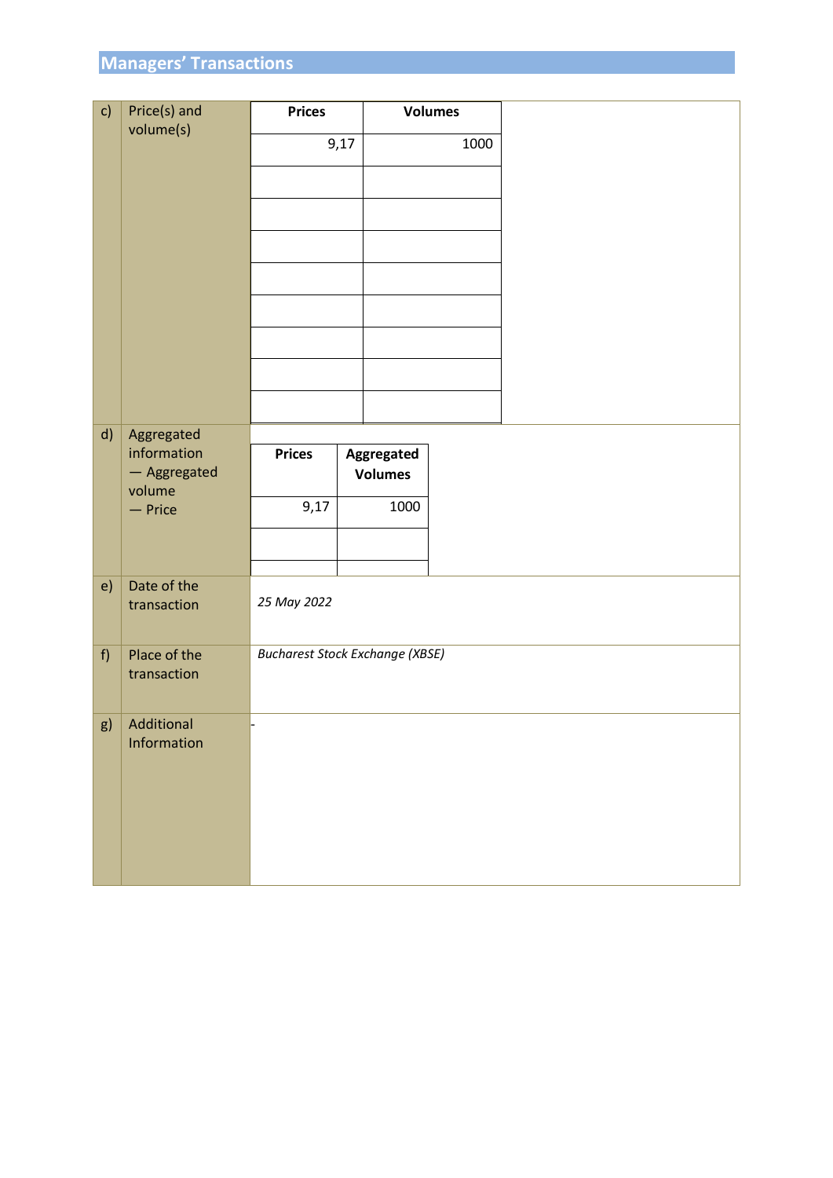## Managers' Transactions

| | | |
|---|---|---|
| c) | Price(s) and volume(s) | <table><tr><th>Prices</th><th>Volumes</th></tr><tr><td>9,17</td><td>1000</td></tr></table> |
| d) | Aggregated information — Aggregated volume — Price | <table><tr><th>Prices</th><th>Aggregated Volumes</th></tr><tr><td>9,17</td><td>1000</td></tr></table> |
| e) | Date of the transaction | *25 May 2022* |
| f) | Place of the transaction | *Bucharest Stock Exchange (XBSE)* |
| g) | Additional Information | - |